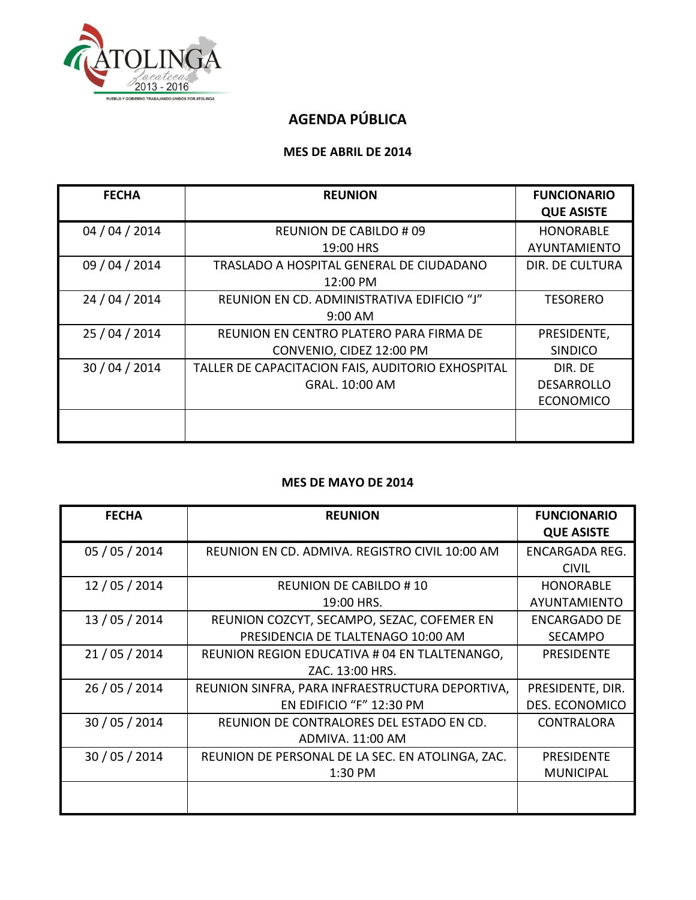ATOLINGA

Zacatecas

2013 - 2016

PUEBLO Y GOBIERNO TRABAJANDO UNIDOS POR ATOLINGA

# AGENDA PÚBLICA

## MES DE ABRIL DE 2014

| FECHA | REUNION | FUNCIONARIO QUE ASISTE |
|---|---|---|
| 04 / 04 / 2014 | REUNION DE CABILDO # 09 19:00 HRS | HONORABLE AYUNTAMIENTO |
| 09 / 04 / 2014 | TRASLADO A HOSPITAL GENERAL DE CIUDADANO 12:00 PM | DIR. DE CULTURA |
| 24 / 04 / 2014 | REUNION EN CD. ADMINISTRATIVA EDIFICIO "J" 9:00 AM | TESORERO |
| 25 / 04 / 2014 | REUNION EN CENTRO PLATERO PARA FIRMA DE CONVENIO, CIDEZ 12:00 PM | PRESIDENTE, SINDICO |
| 30 / 04 / 2014 | TALLER DE CAPACITACION FAIS, AUDITORIO EXHOSPITAL GRAL. 10:00 AM | DIR. DE DESARROLLO ECONOMICO |
| | | |

## MES DE MAYO DE 2014

| FECHA | REUNION | FUNCIONARIO QUE ASISTE |
|---|---|---|
| 05 / 05 / 2014 | REUNION EN CD. ADMIVA. REGISTRO CIVIL 10:00 AM | ENCARGADA REG. CIVIL |
| 12 / 05 / 2014 | REUNION DE CABILDO # 10 19:00 HRS. | HONORABLE AYUNTAMIENTO |
| 13 / 05 / 2014 | REUNION COZCYT, SECAMPO, SEZAC, COFEMER EN PRESIDENCIA DE TLALTENAGO 10:00 AM | ENCARGADO DE SECAMPO |
| 21 / 05 / 2014 | REUNION REGION EDUCATIVA # 04 EN TLALTENANGO, ZAC. 13:00 HRS. | PRESIDENTE |
| 26 / 05 / 2014 | REUNION SINFRA, PARA INFRAESTRUCTURA DEPORTIVA, EN EDIFICIO "F" 12:30 PM | PRESIDENTE, DIR. DES. ECONOMICO |
| 30 / 05 / 2014 | REUNION DE CONTRALORES DEL ESTADO EN CD. ADMIVA. 11:00 AM | CONTRALORA |
| 30 / 05 / 2014 | REUNION DE PERSONAL DE LA SEC. EN ATOLINGA, ZAC. 1:30 PM | PRESIDENTE MUNICIPAL |
| | | |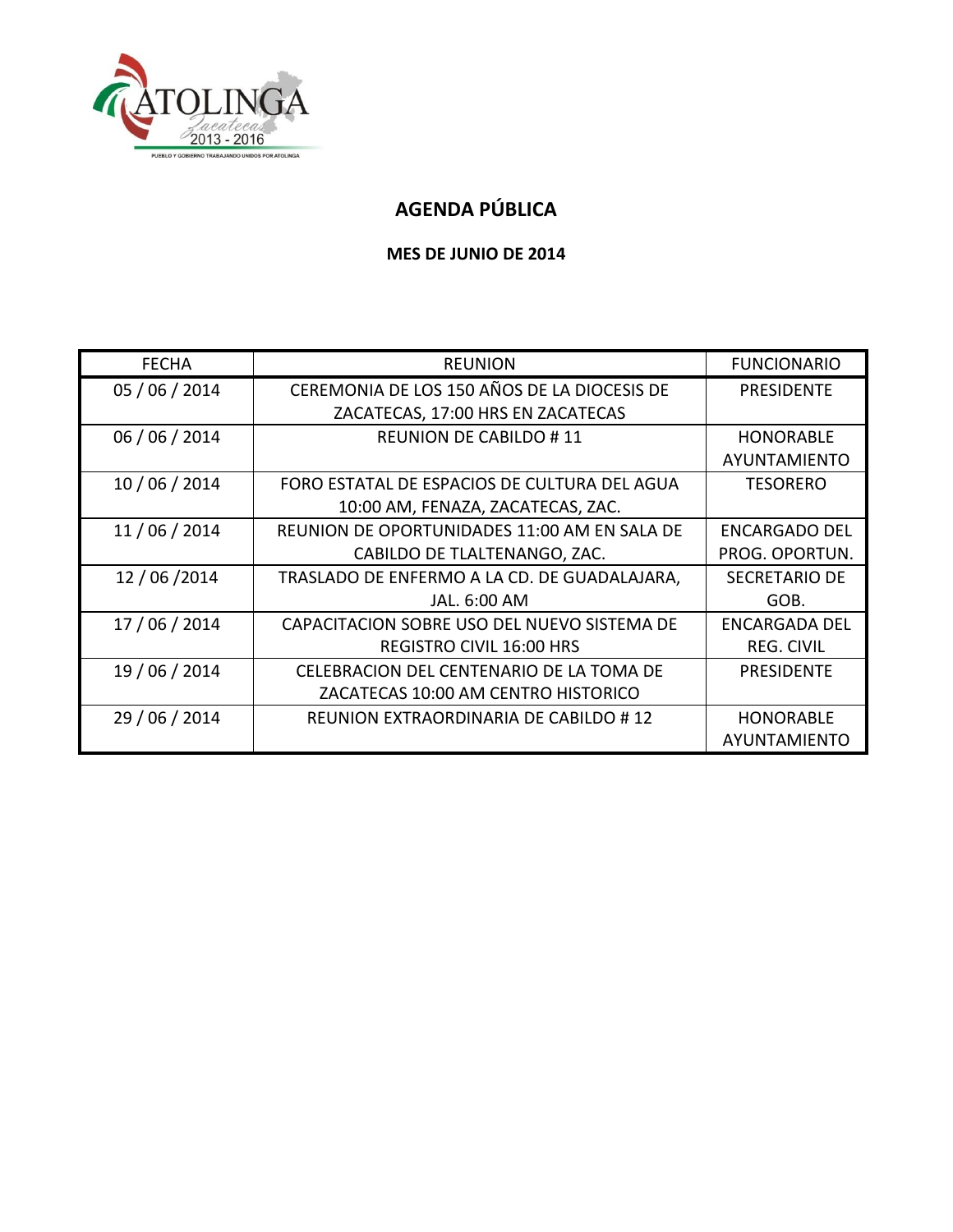# AGENDA PÚBLICA

## MES DE JUNIO DE 2014

| FECHA | REUNION | FUNCIONARIO |
|---|---|---|
| 05 / 06 / 2014 | CEREMONIA DE LOS 150 AÑOS DE LA DIOCESIS DE ZACATECAS, 17:00 HRS EN ZACATECAS | PRESIDENTE |
| 06 / 06 / 2014 | REUNION DE CABILDO # 11 | HONORABLE AYUNTAMIENTO |
| 10 / 06 / 2014 | FORO ESTATAL DE ESPACIOS DE CULTURA DEL AGUA 10:00 AM, FENAZA, ZACATECAS, ZAC. | TESORERO |
| 11 / 06 / 2014 | REUNION DE OPORTUNIDADES 11:00 AM EN SALA DE CABILDO DE TLALTENANGO, ZAC. | ENCARGADO DEL PROG. OPORTUN. |
| 12 / 06 /2014 | TRASLADO DE ENFERMO A LA CD. DE GUADALAJARA, JAL. 6:00 AM | SECRETARIO DE GOB. |
| 17 / 06 / 2014 | CAPACITACION SOBRE USO DEL NUEVO SISTEMA DE REGISTRO CIVIL 16:00 HRS | ENCARGADA DEL REG. CIVIL |
| 19 / 06 / 2014 | CELEBRACION DEL CENTENARIO DE LA TOMA DE ZACATECAS 10:00 AM CENTRO HISTORICO | PRESIDENTE |
| 29 / 06 / 2014 | REUNION EXTRAORDINARIA DE CABILDO # 12 | HONORABLE AYUNTAMIENTO |